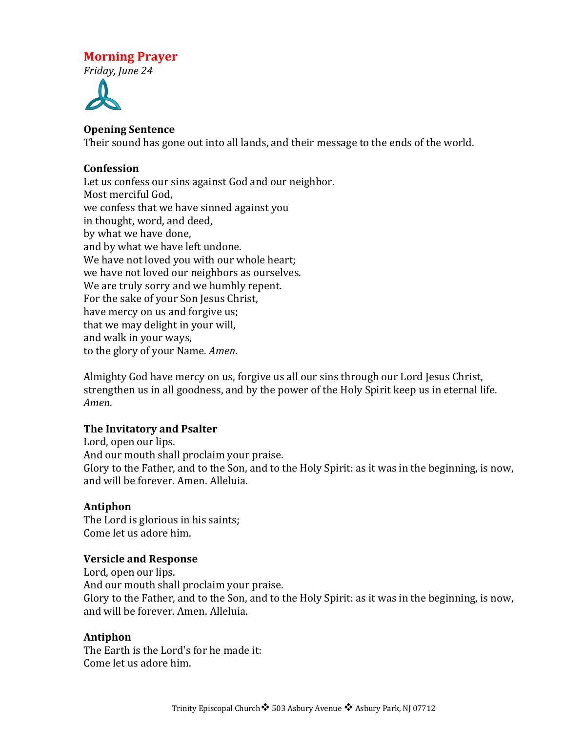# Morning Prayer

*Friday, June 24*

**Opening Sentence**

Their sound has gone out into all lands, and their message to the ends of the world.

**Confession**

Let us confess our sins against God and our neighbor.
Most merciful God,
we confess that we have sinned against you
in thought, word, and deed,
by what we have done,
and by what we have left undone.
We have not loved you with our whole heart;
we have not loved our neighbors as ourselves.
We are truly sorry and we humbly repent.
For the sake of your Son Jesus Christ,
have mercy on us and forgive us;
that we may delight in your will,
and walk in your ways,
to the glory of your Name. *Amen*.

Almighty God have mercy on us, forgive us all our sins through our Lord Jesus Christ, strengthen us in all goodness, and by the power of the Holy Spirit keep us in eternal life. *Amen*.

**The Invitatory and Psalter**

Lord, open our lips.
And our mouth shall proclaim your praise.
Glory to the Father, and to the Son, and to the Holy Spirit: as it was in the beginning, is now, and will be forever. Amen. Alleluia.

**Antiphon**

The Lord is glorious in his saints;
Come let us adore him.

**Versicle and Response**

Lord, open our lips.
And our mouth shall proclaim your praise.
Glory to the Father, and to the Son, and to the Holy Spirit: as it was in the beginning, is now, and will be forever. Amen. Alleluia.

**Antiphon**

The Earth is the Lord's for he made it:
Come let us adore him.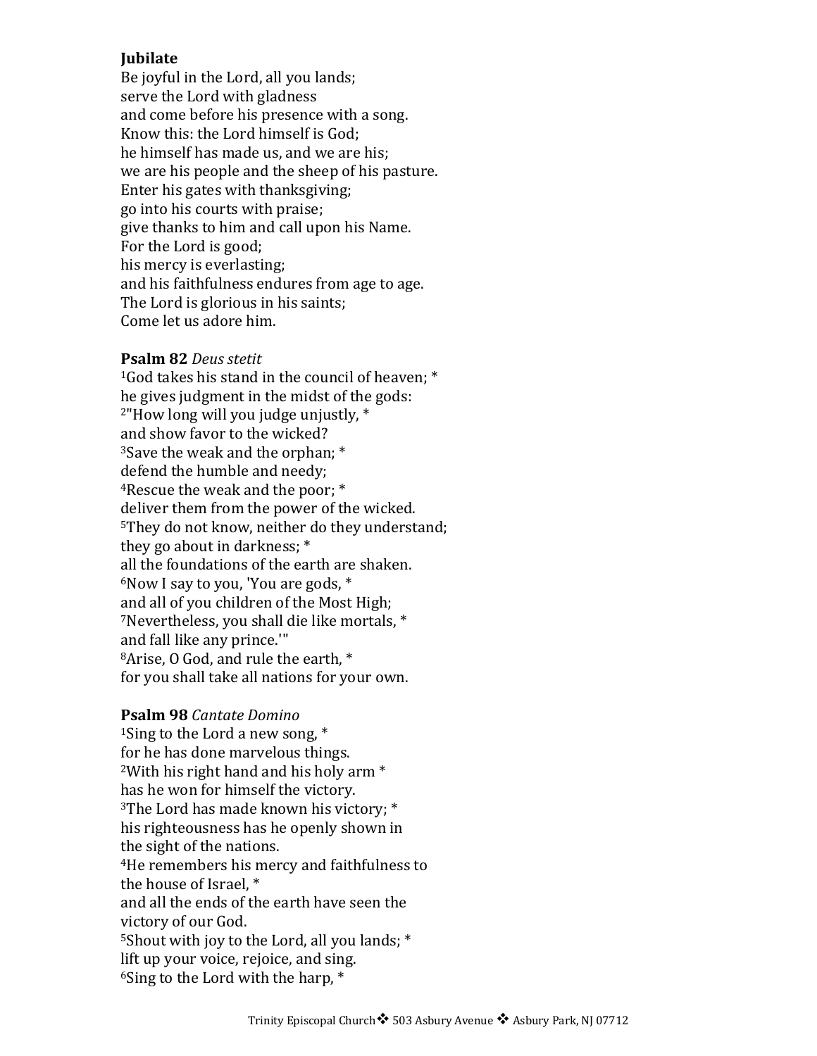**Jubilate**
Be joyful in the Lord, all you lands;
serve the Lord with gladness
and come before his presence with a song.
Know this: the Lord himself is God;
he himself has made us, and we are his;
we are his people and the sheep of his pasture.
Enter his gates with thanksgiving;
go into his courts with praise;
give thanks to him and call upon his Name.
For the Lord is good;
his mercy is everlasting;
and his faithfulness endures from age to age.
The Lord is glorious in his saints;
Come let us adore him.

**Psalm 82** *Deus stetit*
[1]God takes his stand in the council of heaven; *
he gives judgment in the midst of the gods:
[2]"How long will you judge unjustly, *
and show favor to the wicked?
[3]Save the weak and the orphan; *
defend the humble and needy;
[4]Rescue the weak and the poor; *
deliver them from the power of the wicked.
[5]They do not know, neither do they understand;
they go about in darkness; *
all the foundations of the earth are shaken.
[6]Now I say to you, 'You are gods, *
and all of you children of the Most High;
[7]Nevertheless, you shall die like mortals, *
and fall like any prince.'"
[8]Arise, O God, and rule the earth, *
for you shall take all nations for your own.

**Psalm 98** *Cantate Domino*
[1]Sing to the Lord a new song, *
for he has done marvelous things.
[2]With his right hand and his holy arm *
has he won for himself the victory.
[3]The Lord has made known his victory; *
his righteousness has he openly shown in
the sight of the nations.
[4]He remembers his mercy and faithfulness to
the house of Israel, *
and all the ends of the earth have seen the
victory of our God.
[5]Shout with joy to the Lord, all you lands; *
lift up your voice, rejoice, and sing.
[6]Sing to the Lord with the harp, *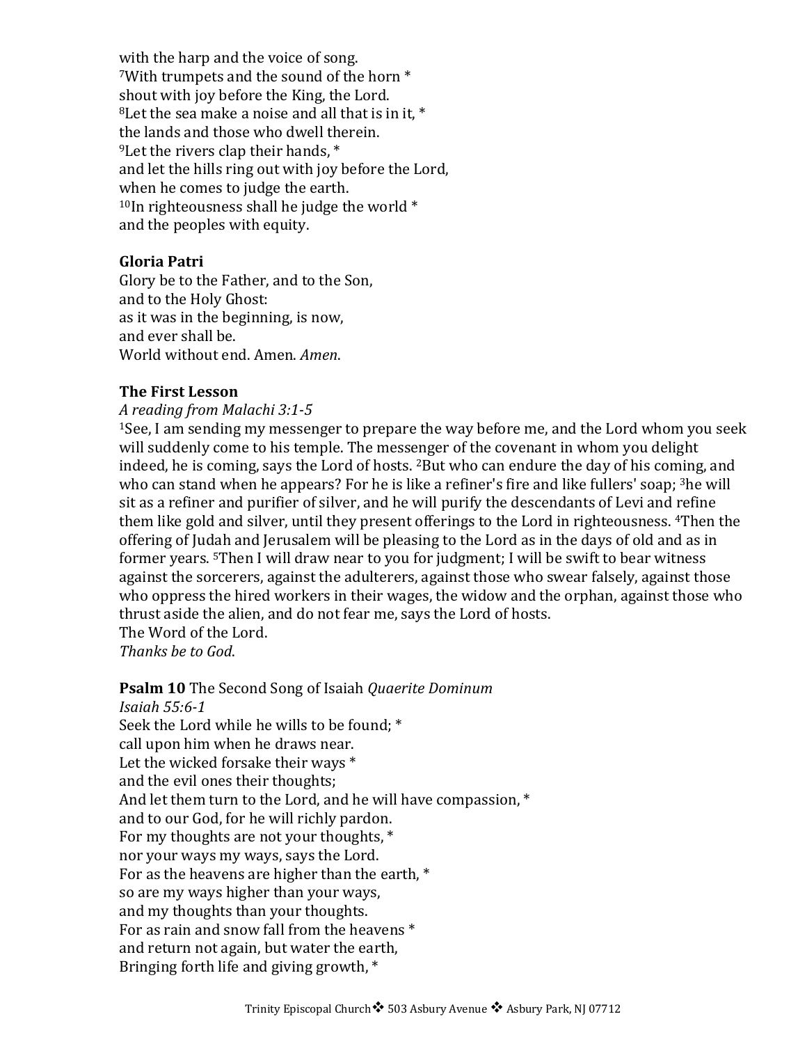with the harp and the voice of song.
[7]With trumpets and the sound of the horn *
shout with joy before the King, the Lord.
[8]Let the sea make a noise and all that is in it, *
the lands and those who dwell therein.
[9]Let the rivers clap their hands, *
and let the hills ring out with joy before the Lord,
when he comes to judge the earth.
[10]In righteousness shall he judge the world *
and the peoples with equity.

**Gloria Patri**
Glory be to the Father, and to the Son,
and to the Holy Ghost:
as it was in the beginning, is now,
and ever shall be.
World without end. Amen. *Amen.*

**The First Lesson**
*A reading from Malachi 3:1-5*
[1]See, I am sending my messenger to prepare the way before me, and the Lord whom you seek will suddenly come to his temple. The messenger of the covenant in whom you delight indeed, he is coming, says the Lord of hosts. [2]But who can endure the day of his coming, and who can stand when he appears? For he is like a refiner's fire and like fullers' soap; [3]he will sit as a refiner and purifier of silver, and he will purify the descendants of Levi and refine them like gold and silver, until they present offerings to the Lord in righteousness. [4]Then the offering of Judah and Jerusalem will be pleasing to the Lord as in the days of old and as in former years. [5]Then I will draw near to you for judgment; I will be swift to bear witness against the sorcerers, against the adulterers, against those who swear falsely, against those who oppress the hired workers in their wages, the widow and the orphan, against those who thrust aside the alien, and do not fear me, says the Lord of hosts.
The Word of the Lord.
*Thanks be to God.*

**Psalm 10** The Second Song of Isaiah *Quaerite Dominum*
*Isaiah 55:6-1*
Seek the Lord while he wills to be found; *
call upon him when he draws near.
Let the wicked forsake their ways *
and the evil ones their thoughts;
And let them turn to the Lord, and he will have compassion, *
and to our God, for he will richly pardon.
For my thoughts are not your thoughts, *
nor your ways my ways, says the Lord.
For as the heavens are higher than the earth, *
so are my ways higher than your ways,
and my thoughts than your thoughts.
For as rain and snow fall from the heavens *
and return not again, but water the earth,
Bringing forth life and giving growth, *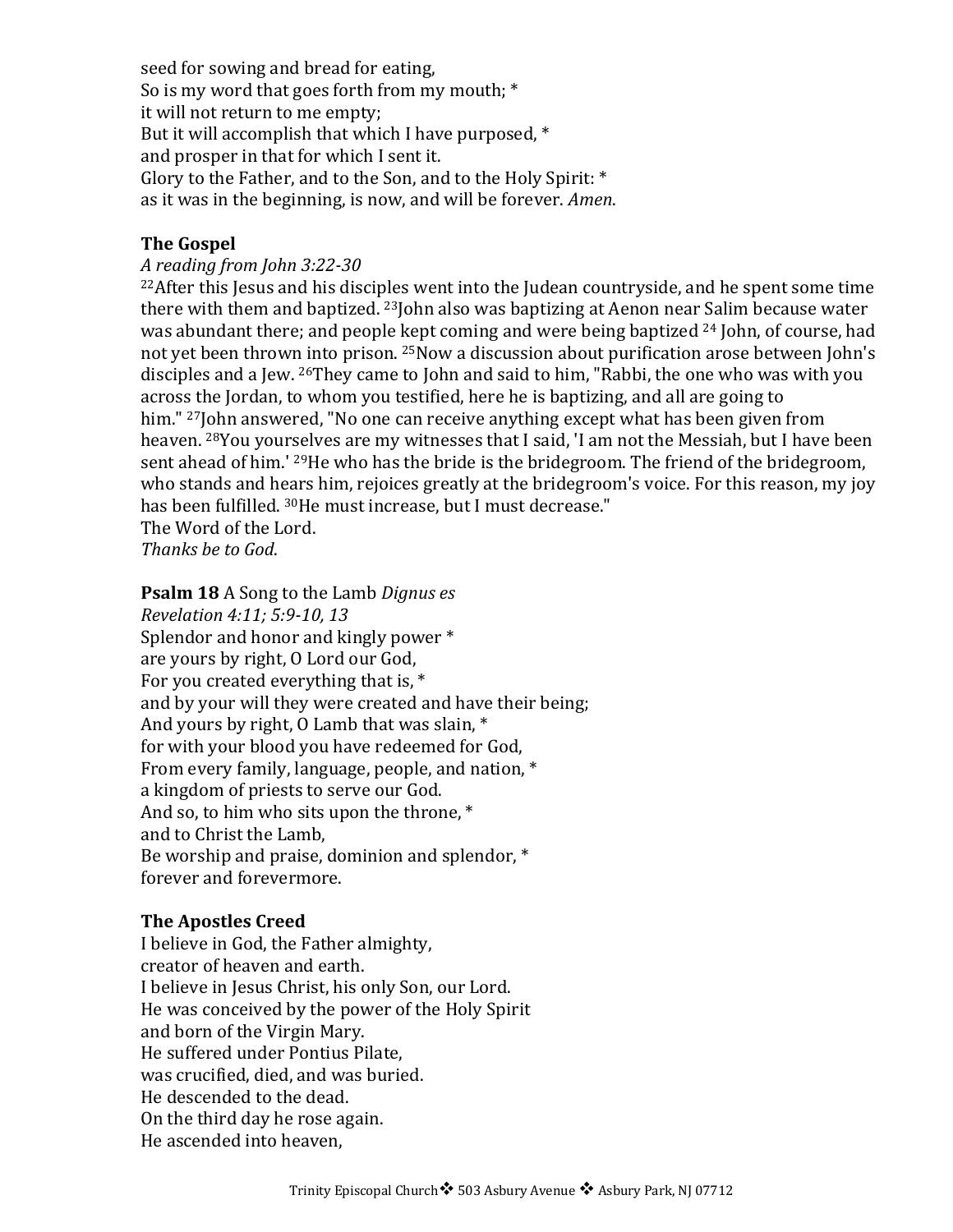seed for sowing and bread for eating,
So is my word that goes forth from my mouth; *
it will not return to me empty;
But it will accomplish that which I have purposed, *
and prosper in that for which I sent it.
Glory to the Father, and to the Son, and to the Holy Spirit: *
as it was in the beginning, is now, and will be forever. *Amen*.

**The Gospel**

*A reading from John 3:22-30*

[22]After this Jesus and his disciples went into the Judean countryside, and he spent some time there with them and baptized. [23]John also was baptizing at Aenon near Salim because water was abundant there; and people kept coming and were being baptized [24] John, of course, had not yet been thrown into prison. [25]Now a discussion about purification arose between John's disciples and a Jew. [26]They came to John and said to him, "Rabbi, the one who was with you across the Jordan, to whom you testified, here he is baptizing, and all are going to him." [27]John answered, "No one can receive anything except what has been given from heaven. [28]You yourselves are my witnesses that I said, 'I am not the Messiah, but I have been sent ahead of him.' [29]He who has the bride is the bridegroom. The friend of the bridegroom, who stands and hears him, rejoices greatly at the bridegroom's voice. For this reason, my joy has been fulfilled. [30]He must increase, but I must decrease."
The Word of the Lord.
*Thanks be to God*.

**Psalm 18** A Song to the Lamb *Dignus es*
*Revelation 4:11; 5:9-10, 13*
Splendor and honor and kingly power *
are yours by right, O Lord our God,
For you created everything that is, *
and by your will they were created and have their being;
And yours by right, O Lamb that was slain, *
for with your blood you have redeemed for God,
From every family, language, people, and nation, *
a kingdom of priests to serve our God.
And so, to him who sits upon the throne, *
and to Christ the Lamb,
Be worship and praise, dominion and splendor, *
forever and forevermore.

**The Apostles Creed**
I believe in God, the Father almighty,
creator of heaven and earth.
I believe in Jesus Christ, his only Son, our Lord.
He was conceived by the power of the Holy Spirit
and born of the Virgin Mary.
He suffered under Pontius Pilate,
was crucified, died, and was buried.
He descended to the dead.
On the third day he rose again.
He ascended into heaven,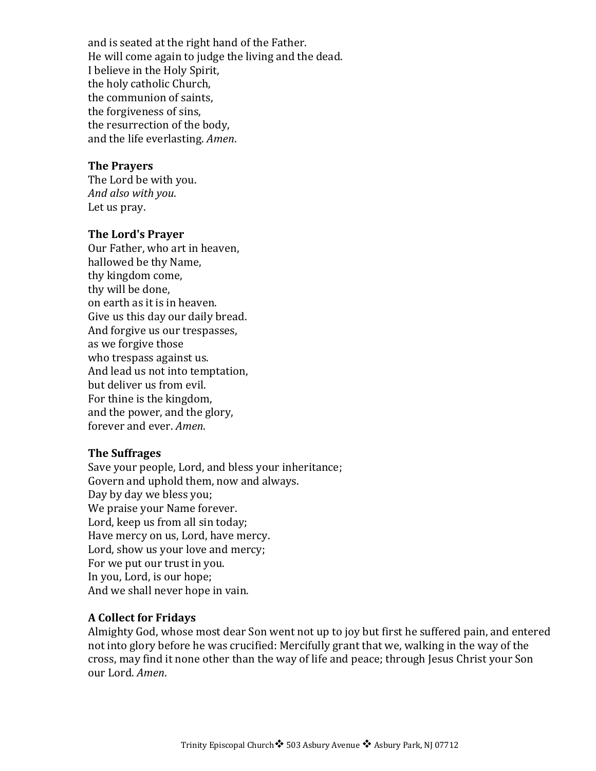and is seated at the right hand of the Father.
He will come again to judge the living and the dead.
I believe in the Holy Spirit,
the holy catholic Church,
the communion of saints,
the forgiveness of sins,
the resurrection of the body,
and the life everlasting. *Amen*.

**The Prayers**
The Lord be with you.
*And also with you*.
Let us pray.

**The Lord's Prayer**
Our Father, who art in heaven,
hallowed be thy Name,
thy kingdom come,
thy will be done,
on earth as it is in heaven.
Give us this day our daily bread.
And forgive us our trespasses,
as we forgive those
who trespass against us.
And lead us not into temptation,
but deliver us from evil.
For thine is the kingdom,
and the power, and the glory,
forever and ever. *Amen*.

**The Suffrages**
Save your people, Lord, and bless your inheritance;
Govern and uphold them, now and always.
Day by day we bless you;
We praise your Name forever.
Lord, keep us from all sin today;
Have mercy on us, Lord, have mercy.
Lord, show us your love and mercy;
For we put our trust in you.
In you, Lord, is our hope;
And we shall never hope in vain.

**A Collect for Fridays**
Almighty God, whose most dear Son went not up to joy but first he suffered pain, and entered not into glory before he was crucified: Mercifully grant that we, walking in the way of the cross, may find it none other than the way of life and peace; through Jesus Christ your Son our Lord. *Amen*.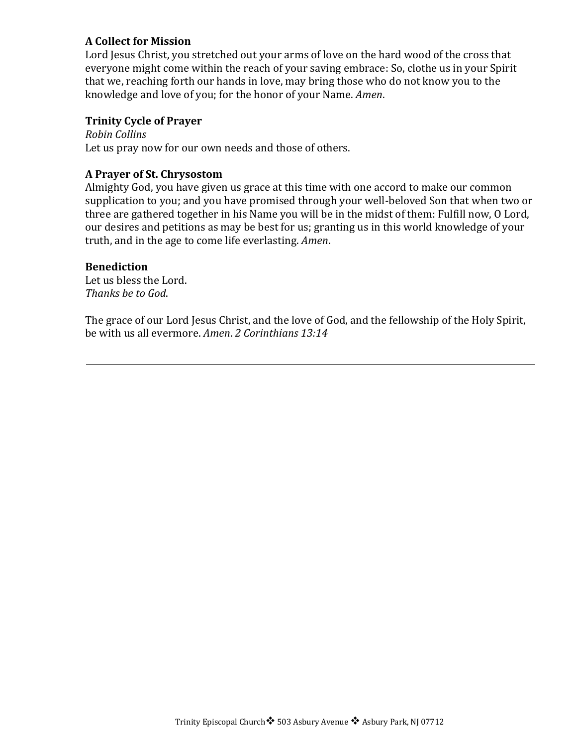**A Collect for Mission**
Lord Jesus Christ, you stretched out your arms of love on the hard wood of the cross that everyone might come within the reach of your saving embrace: So, clothe us in your Spirit that we, reaching forth our hands in love, may bring those who do not know you to the knowledge and love of you; for the honor of your Name. *Amen*.

**Trinity Cycle of Prayer**
*Robin Collins*
Let us pray now for our own needs and those of others.

**A Prayer of St. Chrysostom**
Almighty God, you have given us grace at this time with one accord to make our common supplication to you; and you have promised through your well-beloved Son that when two or three are gathered together in his Name you will be in the midst of them: Fulfill now, O Lord, our desires and petitions as may be best for us; granting us in this world knowledge of your truth, and in the age to come life everlasting. *Amen*.

**Benediction**
Let us bless the Lord.
*Thanks be to God.*

The grace of our Lord Jesus Christ, and the love of God, and the fellowship of the Holy Spirit, be with us all evermore. *Amen*. *2 Corinthians 13:14*

---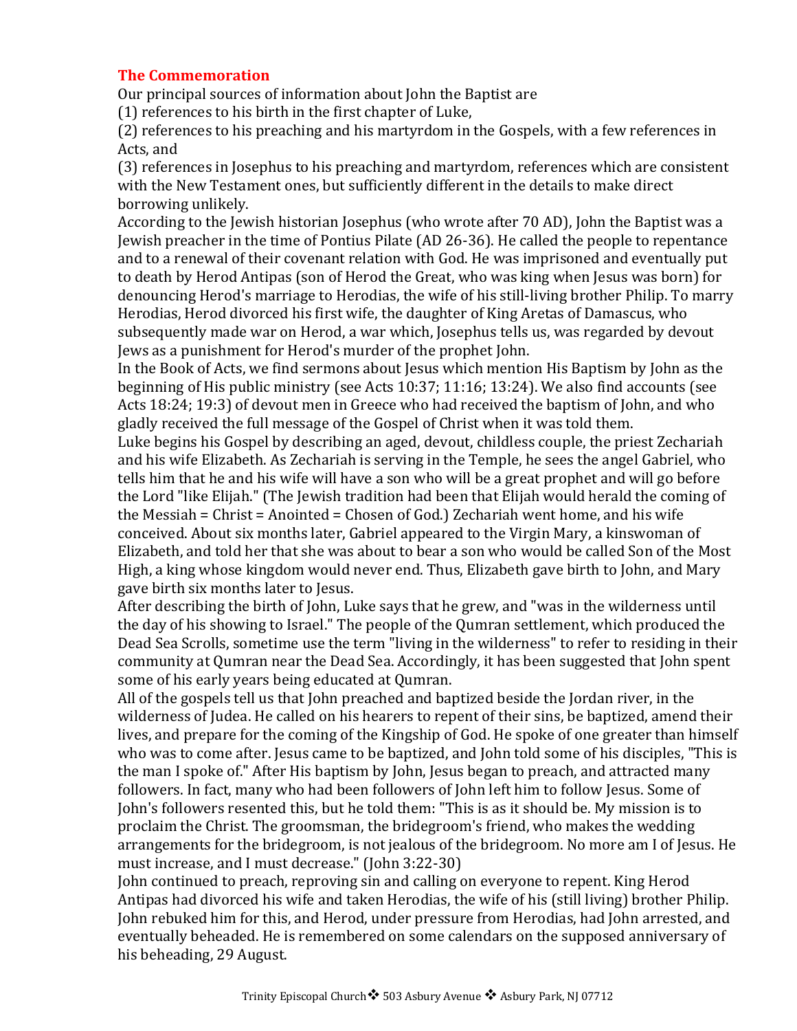## The Commemoration

Our principal sources of information about John the Baptist are
(1) references to his birth in the first chapter of Luke,
(2) references to his preaching and his martyrdom in the Gospels, with a few references in Acts, and
(3) references in Josephus to his preaching and martyrdom, references which are consistent with the New Testament ones, but sufficiently different in the details to make direct borrowing unlikely.

According to the Jewish historian Josephus (who wrote after 70 AD), John the Baptist was a Jewish preacher in the time of Pontius Pilate (AD 26-36). He called the people to repentance and to a renewal of their covenant relation with God. He was imprisoned and eventually put to death by Herod Antipas (son of Herod the Great, who was king when Jesus was born) for denouncing Herod's marriage to Herodias, the wife of his still-living brother Philip. To marry Herodias, Herod divorced his first wife, the daughter of King Aretas of Damascus, who subsequently made war on Herod, a war which, Josephus tells us, was regarded by devout Jews as a punishment for Herod's murder of the prophet John.

In the Book of Acts, we find sermons about Jesus which mention His Baptism by John as the beginning of His public ministry (see Acts 10:37; 11:16; 13:24). We also find accounts (see Acts 18:24; 19:3) of devout men in Greece who had received the baptism of John, and who gladly received the full message of the Gospel of Christ when it was told them.

Luke begins his Gospel by describing an aged, devout, childless couple, the priest Zechariah and his wife Elizabeth. As Zechariah is serving in the Temple, he sees the angel Gabriel, who tells him that he and his wife will have a son who will be a great prophet and will go before the Lord "like Elijah." (The Jewish tradition had been that Elijah would herald the coming of the Messiah = Christ = Anointed = Chosen of God.) Zechariah went home, and his wife conceived. About six months later, Gabriel appeared to the Virgin Mary, a kinswoman of Elizabeth, and told her that she was about to bear a son who would be called Son of the Most High, a king whose kingdom would never end. Thus, Elizabeth gave birth to John, and Mary gave birth six months later to Jesus.

After describing the birth of John, Luke says that he grew, and "was in the wilderness until the day of his showing to Israel." The people of the Qumran settlement, which produced the Dead Sea Scrolls, sometime use the term "living in the wilderness" to refer to residing in their community at Qumran near the Dead Sea. Accordingly, it has been suggested that John spent some of his early years being educated at Qumran.

All of the gospels tell us that John preached and baptized beside the Jordan river, in the wilderness of Judea. He called on his hearers to repent of their sins, be baptized, amend their lives, and prepare for the coming of the Kingship of God. He spoke of one greater than himself who was to come after. Jesus came to be baptized, and John told some of his disciples, "This is the man I spoke of." After His baptism by John, Jesus began to preach, and attracted many followers. In fact, many who had been followers of John left him to follow Jesus. Some of John's followers resented this, but he told them: "This is as it should be. My mission is to proclaim the Christ. The groomsman, the bridegroom's friend, who makes the wedding arrangements for the bridegroom, is not jealous of the bridegroom. No more am I of Jesus. He must increase, and I must decrease." (John 3:22-30)

John continued to preach, reproving sin and calling on everyone to repent. King Herod Antipas had divorced his wife and taken Herodias, the wife of his (still living) brother Philip. John rebuked him for this, and Herod, under pressure from Herodias, had John arrested, and eventually beheaded. He is remembered on some calendars on the supposed anniversary of his beheading, 29 August.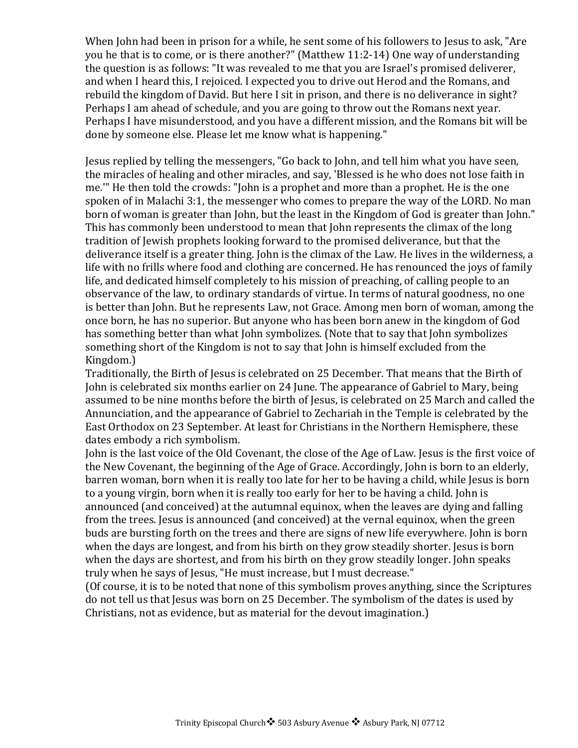When John had been in prison for a while, he sent some of his followers to Jesus to ask, "Are you he that is to come, or is there another?" (Matthew 11:2-14) One way of understanding the question is as follows: "It was revealed to me that you are Israel's promised deliverer, and when I heard this, I rejoiced. I expected you to drive out Herod and the Romans, and rebuild the kingdom of David. But here I sit in prison, and there is no deliverance in sight? Perhaps I am ahead of schedule, and you are going to throw out the Romans next year. Perhaps I have misunderstood, and you have a different mission, and the Romans bit will be done by someone else. Please let me know what is happening."

Jesus replied by telling the messengers, "Go back to John, and tell him what you have seen, the miracles of healing and other miracles, and say, 'Blessed is he who does not lose faith in me.'" He then told the crowds: "John is a prophet and more than a prophet. He is the one spoken of in Malachi 3:1, the messenger who comes to prepare the way of the LORD. No man born of woman is greater than John, but the least in the Kingdom of God is greater than John." This has commonly been understood to mean that John represents the climax of the long tradition of Jewish prophets looking forward to the promised deliverance, but that the deliverance itself is a greater thing. John is the climax of the Law. He lives in the wilderness, a life with no frills where food and clothing are concerned. He has renounced the joys of family life, and dedicated himself completely to his mission of preaching, of calling people to an observance of the law, to ordinary standards of virtue. In terms of natural goodness, no one is better than John. But he represents Law, not Grace. Among men born of woman, among the once born, he has no superior. But anyone who has been born anew in the kingdom of God has something better than what John symbolizes. (Note that to say that John symbolizes something short of the Kingdom is not to say that John is himself excluded from the Kingdom.)

Traditionally, the Birth of Jesus is celebrated on 25 December. That means that the Birth of John is celebrated six months earlier on 24 June. The appearance of Gabriel to Mary, being assumed to be nine months before the birth of Jesus, is celebrated on 25 March and called the Annunciation, and the appearance of Gabriel to Zechariah in the Temple is celebrated by the East Orthodox on 23 September. At least for Christians in the Northern Hemisphere, these dates embody a rich symbolism.

John is the last voice of the Old Covenant, the close of the Age of Law. Jesus is the first voice of the New Covenant, the beginning of the Age of Grace. Accordingly, John is born to an elderly, barren woman, born when it is really too late for her to be having a child, while Jesus is born to a young virgin, born when it is really too early for her to be having a child. John is announced (and conceived) at the autumnal equinox, when the leaves are dying and falling from the trees. Jesus is announced (and conceived) at the vernal equinox, when the green buds are bursting forth on the trees and there are signs of new life everywhere. John is born when the days are longest, and from his birth on they grow steadily shorter. Jesus is born when the days are shortest, and from his birth on they grow steadily longer. John speaks truly when he says of Jesus, "He must increase, but I must decrease."

(Of course, it is to be noted that none of this symbolism proves anything, since the Scriptures do not tell us that Jesus was born on 25 December. The symbolism of the dates is used by Christians, not as evidence, but as material for the devout imagination.)